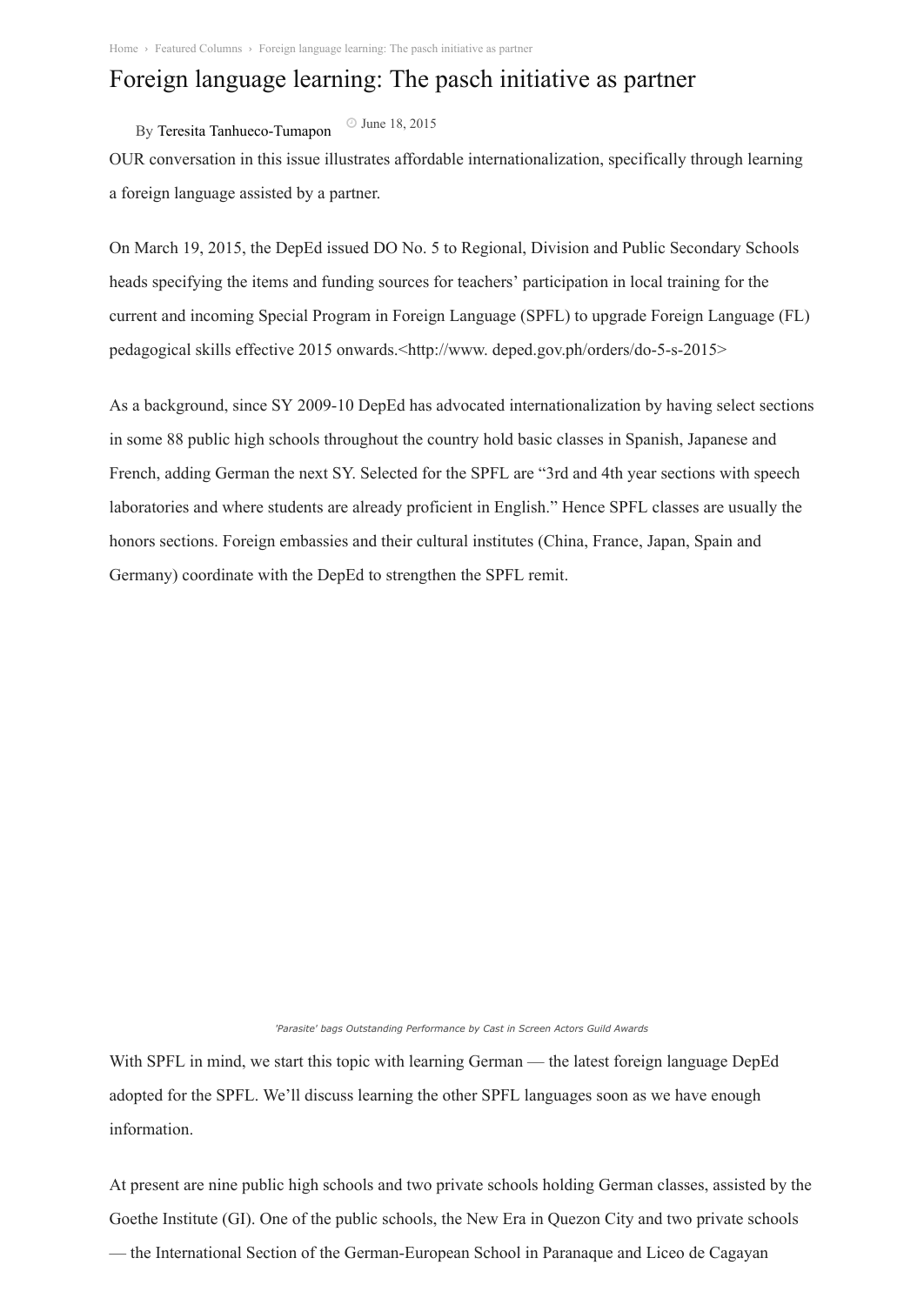Home › Featured Columns › Foreign language learning: The pasch initiative as partner

# Foreign language learning: The pasch initiative as partner

By Teresita Tanhueco-Tumapon June 18, 2015

OUR conversation in this issue illustrates affordable internationalization, specifically through learning a foreign language assisted by a partner.

On March 19, 2015, the DepEd issued DO No. 5 to Regional, Division and Public Secondary Schools heads specifying the items and funding sources for teachers' participation in local training for the current and incoming Special Program in Foreign Language (SPFL) to upgrade Foreign Language (FL) pedagogical skills effective 2015 onwards.<http://www. deped.gov.ph/orders/do-5-s-2015>

As a background, since SY 2009-10 DepEd has advocated internationalization by having select sections in some 88 public high schools throughout the country hold basic classes in Spanish, Japanese and French, adding German the next SY. Selected for the SPFL are "3rd and 4th year sections with speech laboratories and where students are already proficient in English." Hence SPFL classes are usually the honors sections. Foreign embassies and their cultural institutes (China, France, Japan, Spain and Germany) coordinate with the DepEd to strengthen the SPFL remit.

*'Parasite' bags Outstanding Performance by Cast in Screen Actors Guild Awards*

With SPFL in mind, we start this topic with learning German — the latest foreign language DepEd adopted for the SPFL. We'll discuss learning the other SPFL languages soon as we have enough information.

At present are nine public high schools and two private schools holding German classes, assisted by the Goethe Institute (GI). One of the public schools, the New Era in Quezon City and two private schools — the International Section of the German-European School in Paranaque and Liceo de Cagayan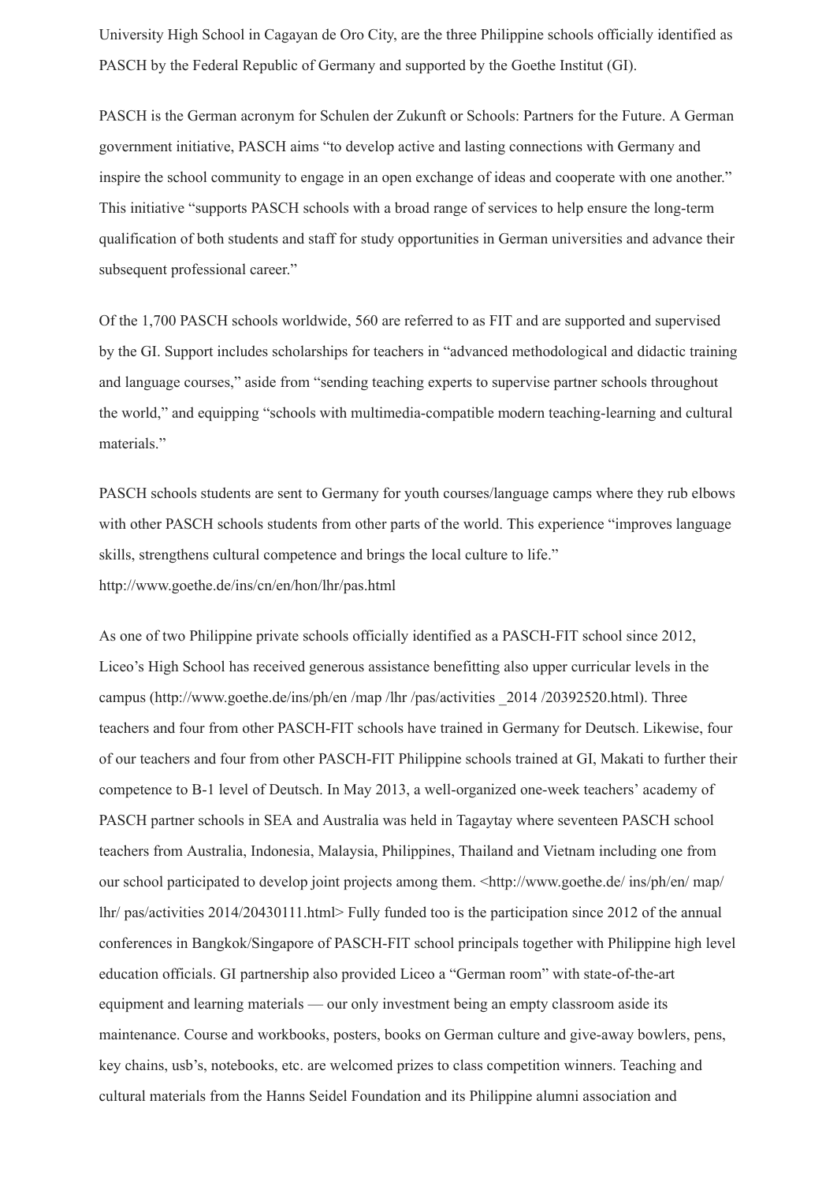University High School in Cagayan de Oro City, are the three Philippine schools officially identified as PASCH by the Federal Republic of Germany and supported by the Goethe Institut (GI).

PASCH is the German acronym for Schulen der Zukunft or Schools: Partners for the Future. A German government initiative, PASCH aims "to develop active and lasting connections with Germany and inspire the school community to engage in an open exchange of ideas and cooperate with one another." This initiative "supports PASCH schools with a broad range of services to help ensure the long-term qualification of both students and staff for study opportunities in German universities and advance their subsequent professional career."

Of the 1,700 PASCH schools worldwide, 560 are referred to as FIT and are supported and supervised by the GI. Support includes scholarships for teachers in "advanced methodological and didactic training and language courses," aside from "sending teaching experts to supervise partner schools throughout the world," and equipping "schools with multimedia-compatible modern teaching-learning and cultural materials."

PASCH schools students are sent to Germany for youth courses/language camps where they rub elbows with other PASCH schools students from other parts of the world. This experience "improves language skills, strengthens cultural competence and brings the local culture to life."
http://www.goethe.de/ins/cn/en/hon/lhr/pas.html

As one of two Philippine private schools officially identified as a PASCH-FIT school since 2012, Liceo's High School has received generous assistance benefitting also upper curricular levels in the campus (http://www.goethe.de/ins/ph/en /map /lhr /pas/activities _2014 /20392520.html). Three teachers and four from other PASCH-FIT schools have trained in Germany for Deutsch. Likewise, four of our teachers and four from other PASCH-FIT Philippine schools trained at GI, Makati to further their competence to B-1 level of Deutsch. In May 2013, a well-organized one-week teachers' academy of PASCH partner schools in SEA and Australia was held in Tagaytay where seventeen PASCH school teachers from Australia, Indonesia, Malaysia, Philippines, Thailand and Vietnam including one from our school participated to develop joint projects among them. <http://www.goethe.de/ ins/ph/en/ map/ lhr/ pas/activities 2014/20430111.html> Fully funded too is the participation since 2012 of the annual conferences in Bangkok/Singapore of PASCH-FIT school principals together with Philippine high level education officials. GI partnership also provided Liceo a "German room" with state-of-the-art equipment and learning materials — our only investment being an empty classroom aside its maintenance. Course and workbooks, posters, books on German culture and give-away bowlers, pens, key chains, usb's, notebooks, etc. are welcomed prizes to class competition winners. Teaching and cultural materials from the Hanns Seidel Foundation and its Philippine alumni association and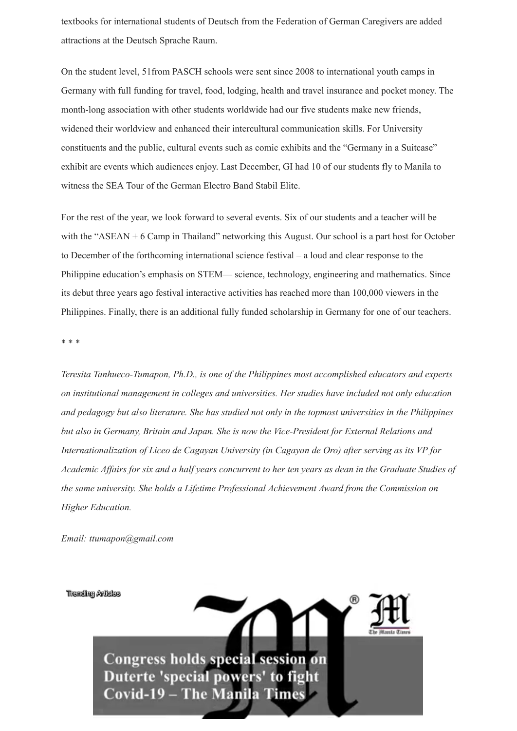textbooks for international students of Deutsch from the Federation of German Caregivers are added attractions at the Deutsch Sprache Raum.

On the student level, 51from PASCH schools were sent since 2008 to international youth camps in Germany with full funding for travel, food, lodging, health and travel insurance and pocket money. The month-long association with other students worldwide had our five students make new friends, widened their worldview and enhanced their intercultural communication skills. For University constituents and the public, cultural events such as comic exhibits and the "Germany in a Suitcase" exhibit are events which audiences enjoy. Last December, GI had 10 of our students fly to Manila to witness the SEA Tour of the German Electro Band Stabil Elite.

For the rest of the year, we look forward to several events. Six of our students and a teacher will be with the "ASEAN + 6 Camp in Thailand" networking this August. Our school is a part host for October to December of the forthcoming international science festival – a loud and clear response to the Philippine education's emphasis on STEM— science, technology, engineering and mathematics. Since its debut three years ago festival interactive activities has reached more than 100,000 viewers in the Philippines. Finally, there is an additional fully funded scholarship in Germany for one of our teachers.

* * *

*Teresita Tanhueco-Tumapon, Ph.D., is one of the Philippines most accomplished educators and experts on institutional management in colleges and universities. Her studies have included not only education and pedagogy but also literature. She has studied not only in the topmost universities in the Philippines but also in Germany, Britain and Japan. She is now the Vice-President for External Relations and Internationalization of Liceo de Cagayan University (in Cagayan de Oro) after serving as its VP for Academic Affairs for six and a half years concurrent to her ten years as dean in the Graduate Studies of the same university. She holds a Lifetime Professional Achievement Award from the Commission on Higher Education.*

*Email: ttumapon@gmail.com*

Trending Articles

Congress holds special session on Duterte 'special powers' to fight Covid-19 – The Manila Times